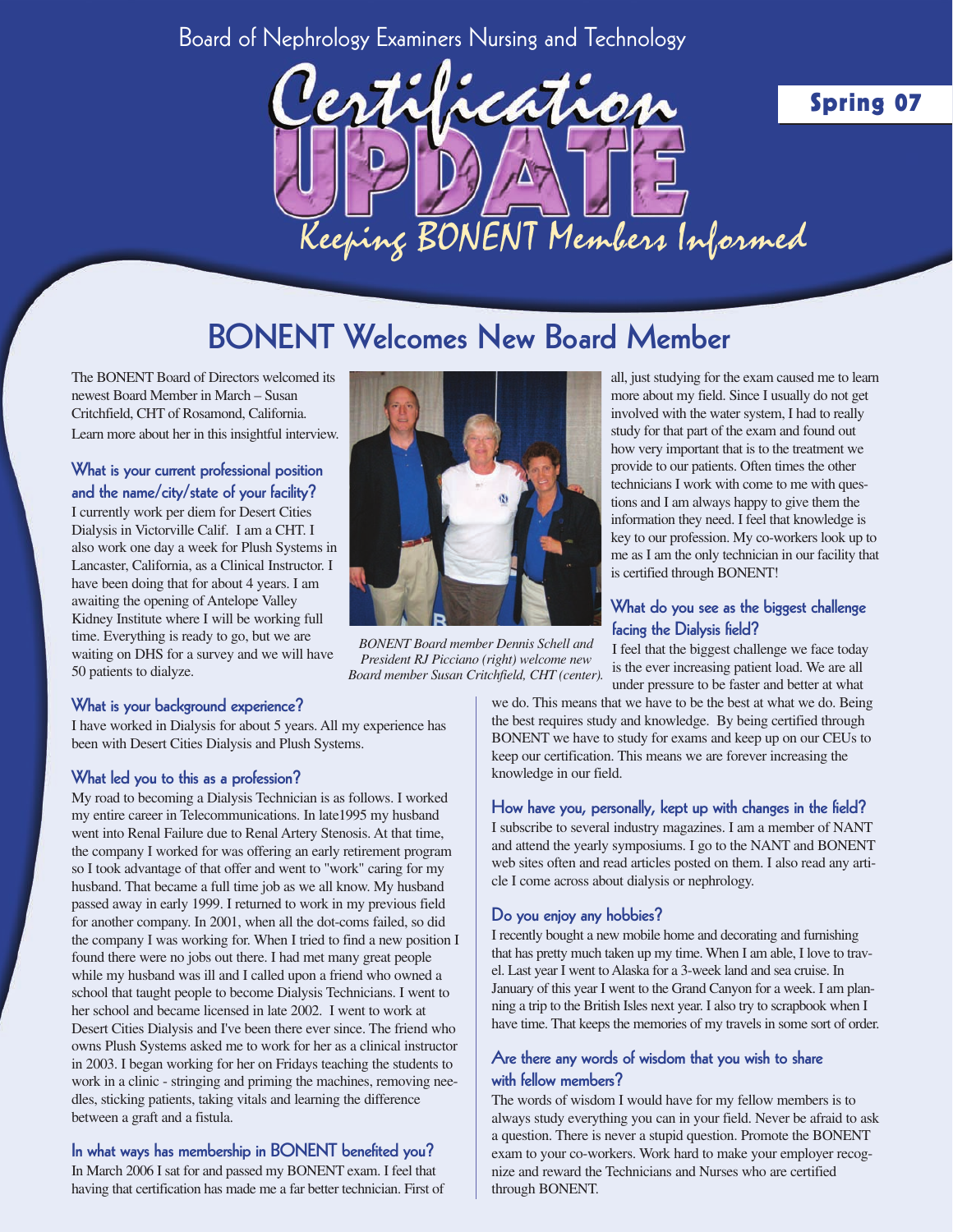Board of Nephrology Examiners Nursing and Technology

# Certification UPDATE

Keeping BONENT Members Informed

Spring 07

## BONENT Welcomes New Board Member

The BONENT Board of Directors welcomed its newest Board Member in March – Susan Critchfield, CHT of Rosamond, California. Learn more about her in this insightful interview.

### What is your current professional position and the name/city/state of your facility?

I currently work per diem for Desert Cities Dialysis in Victorville Calif. I am a CHT. I also work one day a week for Plush Systems in Lancaster, California, as a Clinical Instructor. I have been doing that for about 4 years. I am awaiting the opening of Antelope Valley Kidney Institute where I will be working full time. Everything is ready to go, but we are waiting on DHS for a survey and we will have 50 patients to dialyze.

*BONENT Board member Dennis Schell and President RJ Picciano (right) welcome new Board member Susan Critchfield, CHT (center).*

### What is your background experience?

I have worked in Dialysis for about 5 years. All my experience has been with Desert Cities Dialysis and Plush Systems.

### What led you to this as a profession?

My road to becoming a Dialysis Technician is as follows. I worked my entire career in Telecommunications. In late1995 my husband went into Renal Failure due to Renal Artery Stenosis. At that time, the company I worked for was offering an early retirement program so I took advantage of that offer and went to "work" caring for my husband. That became a full time job as we all know. My husband passed away in early 1999. I returned to work in my previous field for another company. In 2001, when all the dot-coms failed, so did the company I was working for. When I tried to find a new position I found there were no jobs out there. I had met many great people while my husband was ill and I called upon a friend who owned a school that taught people to become Dialysis Technicians. I went to her school and became licensed in late 2002. I went to work at Desert Cities Dialysis and I've been there ever since. The friend who owns Plush Systems asked me to work for her as a clinical instructor in 2003. I began working for her on Fridays teaching the students to work in a clinic - stringing and priming the machines, removing needles, sticking patients, taking vitals and learning the difference between a graft and a fistula.

### In what ways has membership in BONENT benefited you?

In March 2006 I sat for and passed my BONENT exam. I feel that having that certification has made me a far better technician. First of all, just studying for the exam caused me to learn more about my field. Since I usually do not get involved with the water system, I had to really study for that part of the exam and found out how very important that is to the treatment we provide to our patients. Often times the other technicians I work with come to me with questions and I am always happy to give them the information they need. I feel that knowledge is key to our profession. My co-workers look up to me as I am the only technician in our facility that is certified through BONENT!

### What do you see as the biggest challenge facing the Dialysis field?

I feel that the biggest challenge we face today is the ever increasing patient load. We are all under pressure to be faster and better at what we do. This means that we have to be the best at what we do. Being the best requires study and knowledge. By being certified through BONENT we have to study for exams and keep up on our CEUs to keep our certification. This means we are forever increasing the knowledge in our field.

### How have you, personally, kept up with changes in the field?

I subscribe to several industry magazines. I am a member of NANT and attend the yearly symposiums. I go to the NANT and BONENT web sites often and read articles posted on them. I also read any article I come across about dialysis or nephrology.

### Do you enjoy any hobbies?

I recently bought a new mobile home and decorating and furnishing that has pretty much taken up my time. When I am able, I love to travel. Last year I went to Alaska for a 3-week land and sea cruise. In January of this year I went to the Grand Canyon for a week. I am planning a trip to the British Isles next year. I also try to scrapbook when I have time. That keeps the memories of my travels in some sort of order.

### Are there any words of wisdom that you wish to share with fellow members?

The words of wisdom I would have for my fellow members is to always study everything you can in your field. Never be afraid to ask a question. There is never a stupid question. Promote the BONENT exam to your co-workers. Work hard to make your employer recognize and reward the Technicians and Nurses who are certified through BONENT.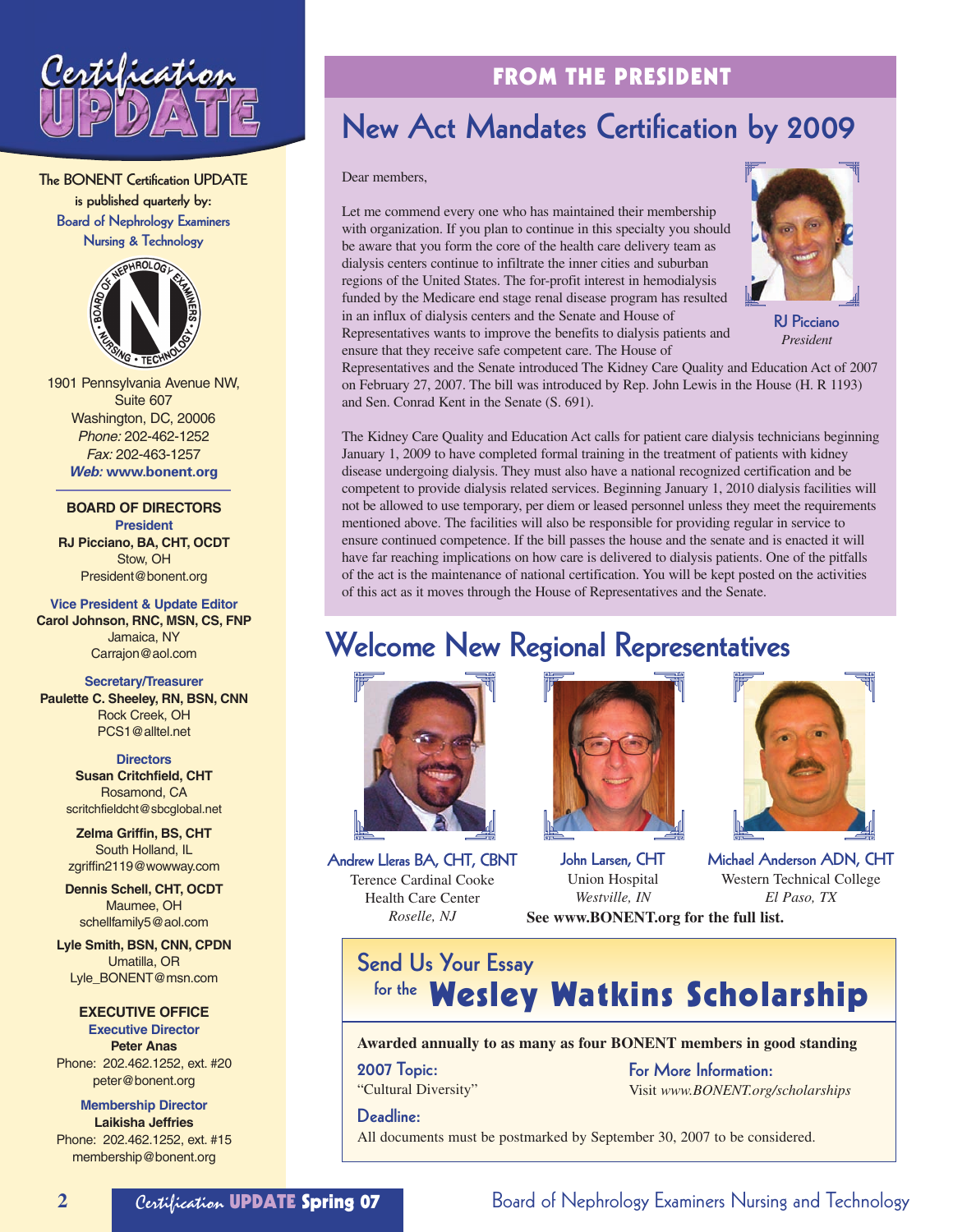# Certification UPDATE

**The BONENT Certification UPDATE is published quarterly by:**
Board of Nephrology Examiners Nursing & Technology

1901 Pennsylvania Avenue NW,
Suite 607
Washington, DC, 20006
*Phone:* 202-462-1252
*Fax:* 202-463-1257
***Web:* www.bonent.org**

## BOARD OF DIRECTORS

**President**
**RJ Picciano, BA, CHT, OCDT**
Stow, OH
President@bonent.org

**Vice President & Update Editor**
**Carol Johnson, RNC, MSN, CS, FNP**
Jamaica, NY
Carrajon@aol.com

**Secretary/Treasurer**
**Paulette C. Sheeley, RN, BSN, CNN**
Rock Creek, OH
PCS1@alltel.net

**Directors**
**Susan Critchfield, CHT**
Rosamond, CA
scritchfieldcht@sbcglobal.net

**Zelma Griffin, BS, CHT**
South Holland, IL
zgriffin2119@wowway.com

**Dennis Schell, CHT, OCDT**
Maumee, OH
schellfamily5@aol.com

**Lyle Smith, BSN, CNN, CPDN**
Umatilla, OR
Lyle_BONENT@msn.com

## EXECUTIVE OFFICE

**Executive Director**
**Peter Anas**
Phone: 202.462.1252, ext. #20
peter@bonent.org

**Membership Director**
**Laikisha Jeffries**
Phone: 202.462.1252, ext. #15
membership@bonent.org

## FROM THE PRESIDENT

# New Act Mandates Certification by 2009

Dear members,

Let me commend every one who has maintained their membership with organization. If you plan to continue in this specialty you should be aware that you form the core of the health care delivery team as dialysis centers continue to infiltrate the inner cities and suburban regions of the United States. The for-profit interest in hemodialysis funded by the Medicare end stage renal disease program has resulted in an influx of dialysis centers and the Senate and House of Representatives wants to improve the benefits to dialysis patients and ensure that they receive safe competent care. The House of Representatives and the Senate introduced The Kidney Care Quality and Education Act of 2007 on February 27, 2007. The bill was introduced by Rep. John Lewis in the House (H. R 1193) and Sen. Conrad Kent in the Senate (S. 691).

RJ Picciano
*President*

The Kidney Care Quality and Education Act calls for patient care dialysis technicians beginning January 1, 2009 to have completed formal training in the treatment of patients with kidney disease undergoing dialysis. They must also have a national recognized certification and be competent to provide dialysis related services. Beginning January 1, 2010 dialysis facilities will not be allowed to use temporary, per diem or leased personnel unless they meet the requirements mentioned above. The facilities will also be responsible for providing regular in service to ensure continued competence. If the bill passes the house and the senate and is enacted it will have far reaching implications on how care is delivered to dialysis patients. One of the pitfalls of the act is the maintenance of national certification. You will be kept posted on the activities of this act as it moves through the House of Representatives and the Senate.

# Welcome New Regional Representatives

**Andrew Lleras BA, CHT, CBNT**
Terence Cardinal Cooke Health Care Center
*Roselle, NJ*

**John Larsen, CHT**
Union Hospital
*Westville, IN*

**Michael Anderson ADN, CHT**
Western Technical College
*El Paso, TX*

**See www.BONENT.org for the full list.**

## Send Us Your Essay for the Wesley Watkins Scholarship

**Awarded annually to as many as four BONENT members in good standing**

**2007 Topic:**
"Cultural Diversity"

**For More Information:**
Visit *www.BONENT.org/scholarships*

**Deadline:**
All documents must be postmarked by September 30, 2007 to be considered.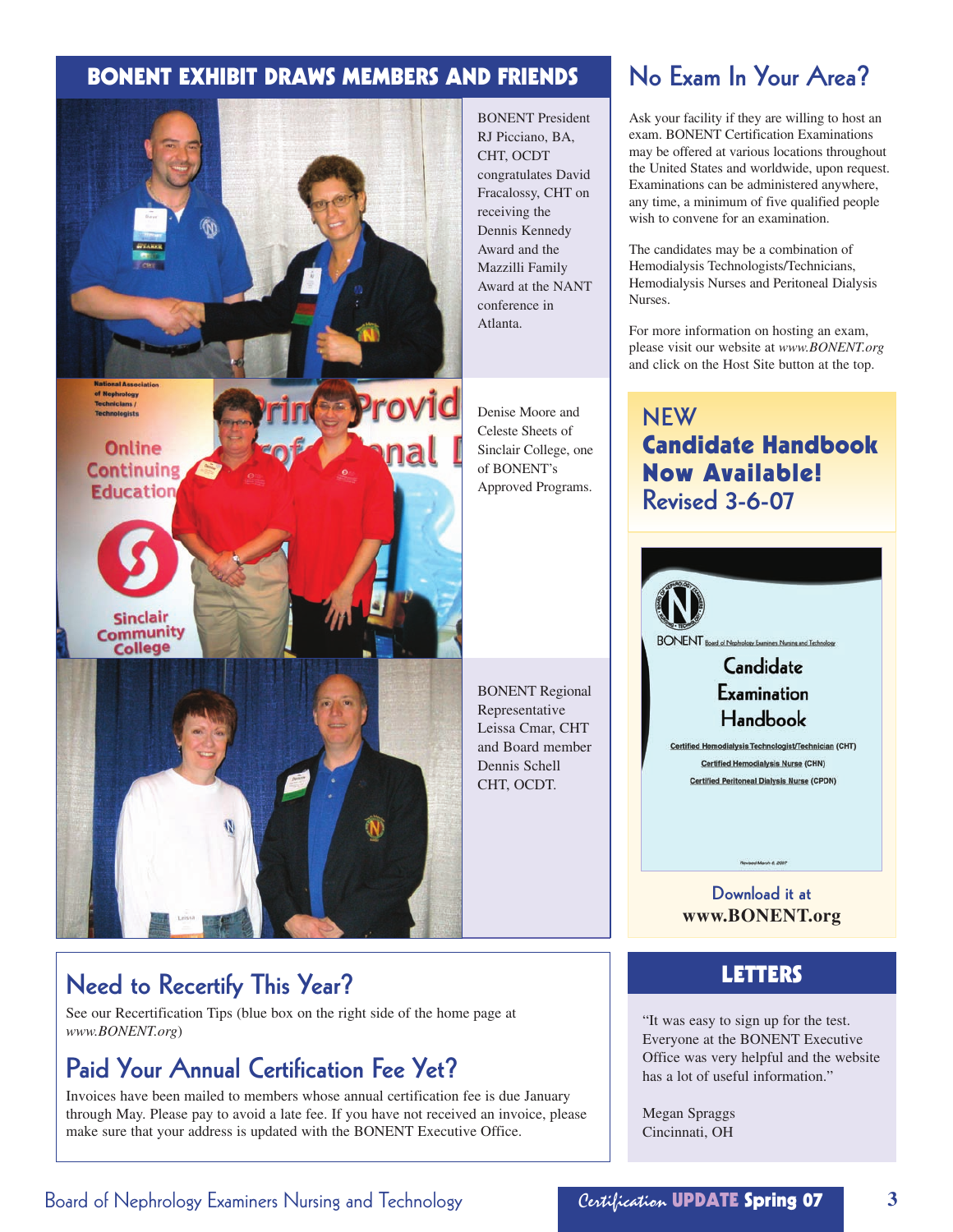## BONENT EXHIBIT DRAWS MEMBERS AND FRIENDS

BONENT President RJ Picciano, BA, CHT, OCDT congratulates David Fracalossy, CHT on receiving the Dennis Kennedy Award and the Mazzilli Family Award at the NANT conference in Atlanta.

Denise Moore and Celeste Sheets of Sinclair College, one of BONENT's Approved Programs.

BONENT Regional Representative Leissa Cmar, CHT and Board member Dennis Schell CHT, OCDT.

## Need to Recertify This Year?

See our Recertification Tips (blue box on the right side of the home page at *www.BONENT.org*)

## Paid Your Annual Certification Fee Yet?

Invoices have been mailed to members whose annual certification fee is due January through May. Please pay to avoid a late fee. If you have not received an invoice, please make sure that your address is updated with the BONENT Executive Office.

## No Exam In Your Area?

Ask your facility if they are willing to host an exam. BONENT Certification Examinations may be offered at various locations throughout the United States and worldwide, upon request. Examinations can be administered anywhere, any time, a minimum of five qualified people wish to convene for an examination.

The candidates may be a combination of Hemodialysis Technologists/Technicians, Hemodialysis Nurses and Peritoneal Dialysis Nurses.

For more information on hosting an exam, please visit our website at *www.BONENT.org* and click on the Host Site button at the top.

## NEW **Candidate Handbook Now Available!** Revised 3-6-07

Download it at **www.BONENT.org**

## LETTERS

"It was easy to sign up for the test. Everyone at the BONENT Executive Office was very helpful and the website has a lot of useful information."

Megan Spraggs
Cincinnati, OH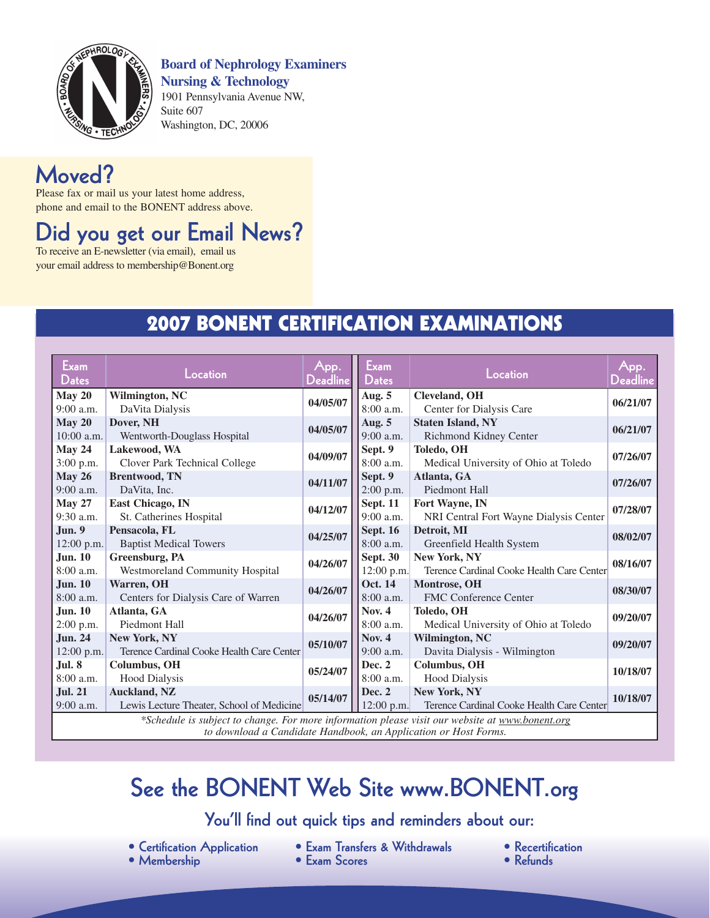**Board of Nephrology Examiners Nursing & Technology**
1901 Pennsylvania Avenue NW,
Suite 607
Washington, DC, 20006

## Moved?

Please fax or mail us your latest home address, phone and email to the BONENT address above.

## Did you get our Email News?

To receive an E-newsletter (via email), email us your email address to membership@Bonent.org

## 2007 BONENT CERTIFICATION EXAMINATIONS

| Exam Dates | Location | App. Deadline |
|---|---|---|
| **May 20** 9:00 a.m. | **Wilmington, NC** DaVita Dialysis | **04/05/07** |
| **May 20** 10:00 a.m. | **Dover, NH** Wentworth-Douglass Hospital | **04/05/07** |
| **May 24** 3:00 p.m. | **Lakewood, WA** Clover Park Technical College | **04/09/07** |
| **May 26** 9:00 a.m. | **Brentwood, TN** DaVita, Inc. | **04/11/07** |
| **May 27** 9:30 a.m. | **East Chicago, IN** St. Catherines Hospital | **04/12/07** |
| **Jun. 9** 12:00 p.m. | **Pensacola, FL** Baptist Medical Towers | **04/25/07** |
| **Jun. 10** 8:00 a.m. | **Greensburg, PA** Westmoreland Community Hospital | **04/26/07** |
| **Jun. 10** 8:00 a.m. | **Warren, OH** Centers for Dialysis Care of Warren | **04/26/07** |
| **Jun. 10** 2:00 p.m. | **Atlanta, GA** Piedmont Hall | **04/26/07** |
| **Jun. 24** 12:00 p.m. | **New York, NY** Terence Cardinal Cooke Health Care Center | **05/10/07** |
| **Jul. 8** 8:00 a.m. | **Columbus, OH** Hood Dialysis | **05/24/07** |
| **Jul. 21** 9:00 a.m. | **Auckland, NZ** Lewis Lecture Theater, School of Medicine | **05/14/07** |
| **Aug. 5** 8:00 a.m. | **Cleveland, OH** Center for Dialysis Care | **06/21/07** |
| **Aug. 5** 9:00 a.m. | **Staten Island, NY** Richmond Kidney Center | **06/21/07** |
| **Sept. 9** 8:00 a.m. | **Toledo, OH** Medical University of Ohio at Toledo | **07/26/07** |
| **Sept. 9** 2:00 p.m. | **Atlanta, GA** Piedmont Hall | **07/26/07** |
| **Sept. 11** 9:00 a.m. | **Fort Wayne, IN** NRI Central Fort Wayne Dialysis Center | **07/28/07** |
| **Sept. 16** 8:00 a.m. | **Detroit, MI** Greenfield Health System | **08/02/07** |
| **Sept. 30** 12:00 p.m. | **New York, NY** Terence Cardinal Cooke Health Care Center | **08/16/07** |
| **Oct. 14** 8:00 a.m. | **Montrose, OH** FMC Conference Center | **08/30/07** |
| **Nov. 4** 8:00 a.m. | **Toledo, OH** Medical University of Ohio at Toledo | **09/20/07** |
| **Nov. 4** 9:00 a.m. | **Wilmington, NC** Davita Dialysis - Wilmington | **09/20/07** |
| **Dec. 2** 8:00 a.m. | **Columbus, OH** Hood Dialysis | **10/18/07** |
| **Dec. 2** 12:00 p.m. | **New York, NY** Terence Cardinal Cooke Health Care Center | **10/18/07** |

*\*Schedule is subject to change. For more information please visit our website at www.bonent.org to download a Candidate Handbook, an Application or Host Forms.*

## See the BONENT Web Site www.BONENT.org

### You'll find out quick tips and reminders about our:

- Certification Application
- Membership
- Exam Transfers & Withdrawals
- Exam Scores
- Recertification
- Refunds